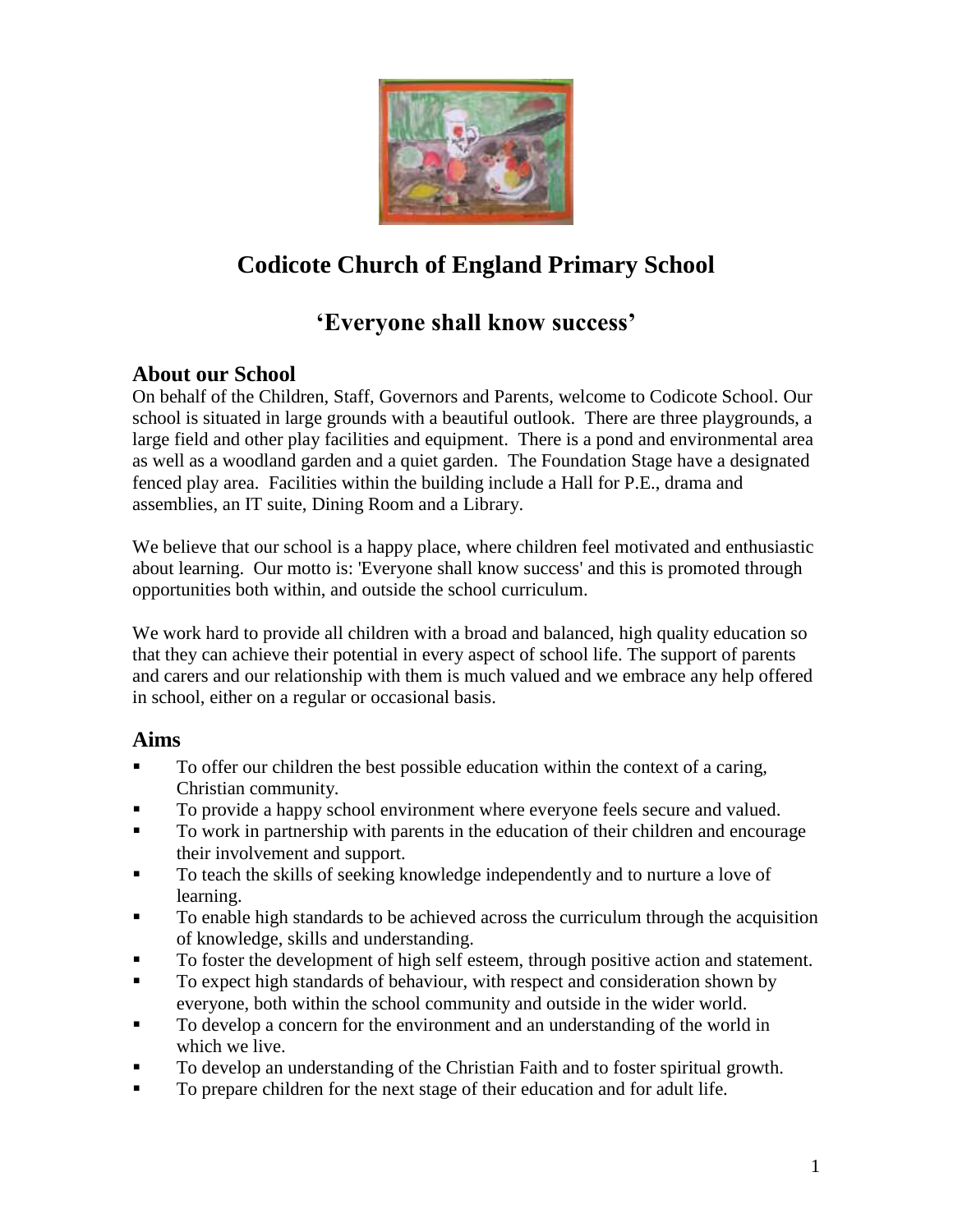# Codicote Church of England Primary School

## 'Everyone shall know success'

### About our School

On behalf of the Children, Staff, Governors and Parents, welcome to Codicote School. Our school is situated in large grounds with a beautiful outlook. There are three playgrounds, a large field and other play facilities and equipment. There is a pond and environmental area as well as a woodland garden and a quiet garden. The Foundation Stage have a designated fenced play area. Facilities within the building include a Hall for P.E., drama and assemblies, an IT suite, Dining Room and a Library.

We believe that our school is a happy place, where children feel motivated and enthusiastic about learning. Our motto is: 'Everyone shall know success' and this is promoted through opportunities both within, and outside the school curriculum.

We work hard to provide all children with a broad and balanced, high quality education so that they can achieve their potential in every aspect of school life. The support of parents and carers and our relationship with them is much valued and we embrace any help offered in school, either on a regular or occasional basis.

### Aims

- To offer our children the best possible education within the context of a caring, Christian community.
- To provide a happy school environment where everyone feels secure and valued.
- To work in partnership with parents in the education of their children and encourage their involvement and support.
- To teach the skills of seeking knowledge independently and to nurture a love of learning.
- To enable high standards to be achieved across the curriculum through the acquisition of knowledge, skills and understanding.
- To foster the development of high self esteem, through positive action and statement.
- To expect high standards of behaviour, with respect and consideration shown by everyone, both within the school community and outside in the wider world.
- To develop a concern for the environment and an understanding of the world in which we live.
- To develop an understanding of the Christian Faith and to foster spiritual growth.
- To prepare children for the next stage of their education and for adult life.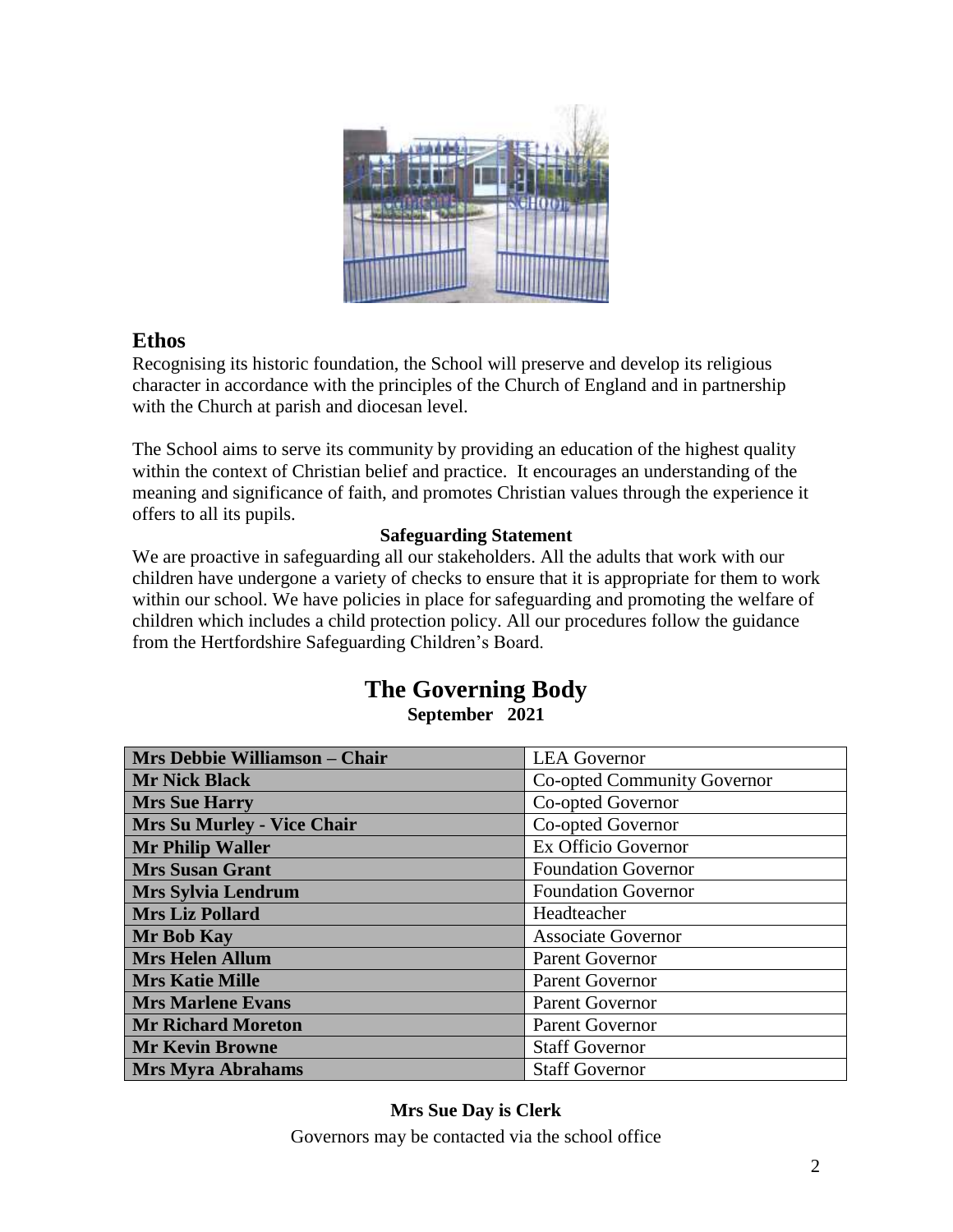## Ethos

Recognising its historic foundation, the School will preserve and develop its religious character in accordance with the principles of the Church of England and in partnership with the Church at parish and diocesan level.

The School aims to serve its community by providing an education of the highest quality within the context of Christian belief and practice. It encourages an understanding of the meaning and significance of faith, and promotes Christian values through the experience it offers to all its pupils.

**Safeguarding Statement**

We are proactive in safeguarding all our stakeholders. All the adults that work with our children have undergone a variety of checks to ensure that it is appropriate for them to work within our school. We have policies in place for safeguarding and promoting the welfare of children which includes a child protection policy. All our procedures follow the guidance from the Hertfordshire Safeguarding Children's Board.

# The Governing Body

**September 2021**

| | |
|---|---|
| **Mrs Debbie Williamson – Chair** | LEA Governor |
| **Mr Nick Black** | Co-opted Community Governor |
| **Mrs Sue Harry** | Co-opted Governor |
| **Mrs Su Murley - Vice Chair** | Co-opted Governor |
| **Mr Philip Waller** | Ex Officio Governor |
| **Mrs Susan Grant** | Foundation Governor |
| **Mrs Sylvia Lendrum** | Foundation Governor |
| **Mrs Liz Pollard** | Headteacher |
| **Mr Bob Kay** | Associate Governor |
| **Mrs Helen Allum** | Parent Governor |
| **Mrs Katie Mille** | Parent Governor |
| **Mrs Marlene Evans** | Parent Governor |
| **Mr Richard Moreton** | Parent Governor |
| **Mr Kevin Browne** | Staff Governor |
| **Mrs Myra Abrahams** | Staff Governor |

**Mrs Sue Day is Clerk**

Governors may be contacted via the school office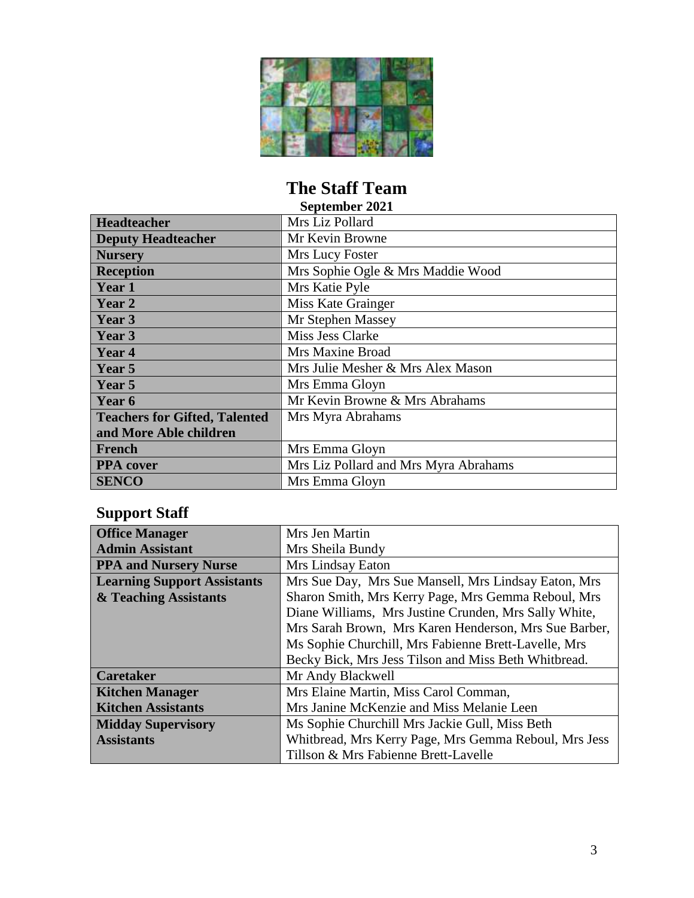# The Staff Team

**September 2021**

| | |
|---|---|
| **Headteacher** | Mrs Liz Pollard |
| **Deputy Headteacher** | Mr Kevin Browne |
| **Nursery** | Mrs Lucy Foster |
| **Reception** | Mrs Sophie Ogle & Mrs Maddie Wood |
| **Year 1** | Mrs Katie Pyle |
| **Year 2** | Miss Kate Grainger |
| **Year 3** | Mr Stephen Massey |
| **Year 3** | Miss Jess Clarke |
| **Year 4** | Mrs Maxine Broad |
| **Year 5** | Mrs Julie Mesher & Mrs Alex Mason |
| **Year 5** | Mrs Emma Gloyn |
| **Year 6** | Mr Kevin Browne & Mrs Abrahams |
| **Teachers for Gifted, Talented and More Able children** | Mrs Myra Abrahams |
| **French** | Mrs Emma Gloyn |
| **PPA cover** | Mrs Liz Pollard and Mrs Myra Abrahams |
| **SENCO** | Mrs Emma Gloyn |

## Support Staff

| | |
|---|---|
| **Office Manager**<br>**Admin Assistant** | Mrs Jen Martin<br>Mrs Sheila Bundy |
| **PPA and Nursery Nurse** | Mrs Lindsay Eaton |
| **Learning Support Assistants & Teaching Assistants** | Mrs Sue Day, Mrs Sue Mansell, Mrs Lindsay Eaton, Mrs Sharon Smith, Mrs Kerry Page, Mrs Gemma Reboul, Mrs Diane Williams, Mrs Justine Crunden, Mrs Sally White, Mrs Sarah Brown, Mrs Karen Henderson, Mrs Sue Barber, Ms Sophie Churchill, Mrs Fabienne Brett-Lavelle, Mrs Becky Bick, Mrs Jess Tilson and Miss Beth Whitbread. |
| **Caretaker** | Mr Andy Blackwell |
| **Kitchen Manager**<br>**Kitchen Assistants** | Mrs Elaine Martin, Miss Carol Comman,<br>Mrs Janine McKenzie and Miss Melanie Leen |
| **Midday Supervisory Assistants** | Ms Sophie Churchill Mrs Jackie Gull, Miss Beth Whitbread, Mrs Kerry Page, Mrs Gemma Reboul, Mrs Jess Tillson & Mrs Fabienne Brett-Lavelle |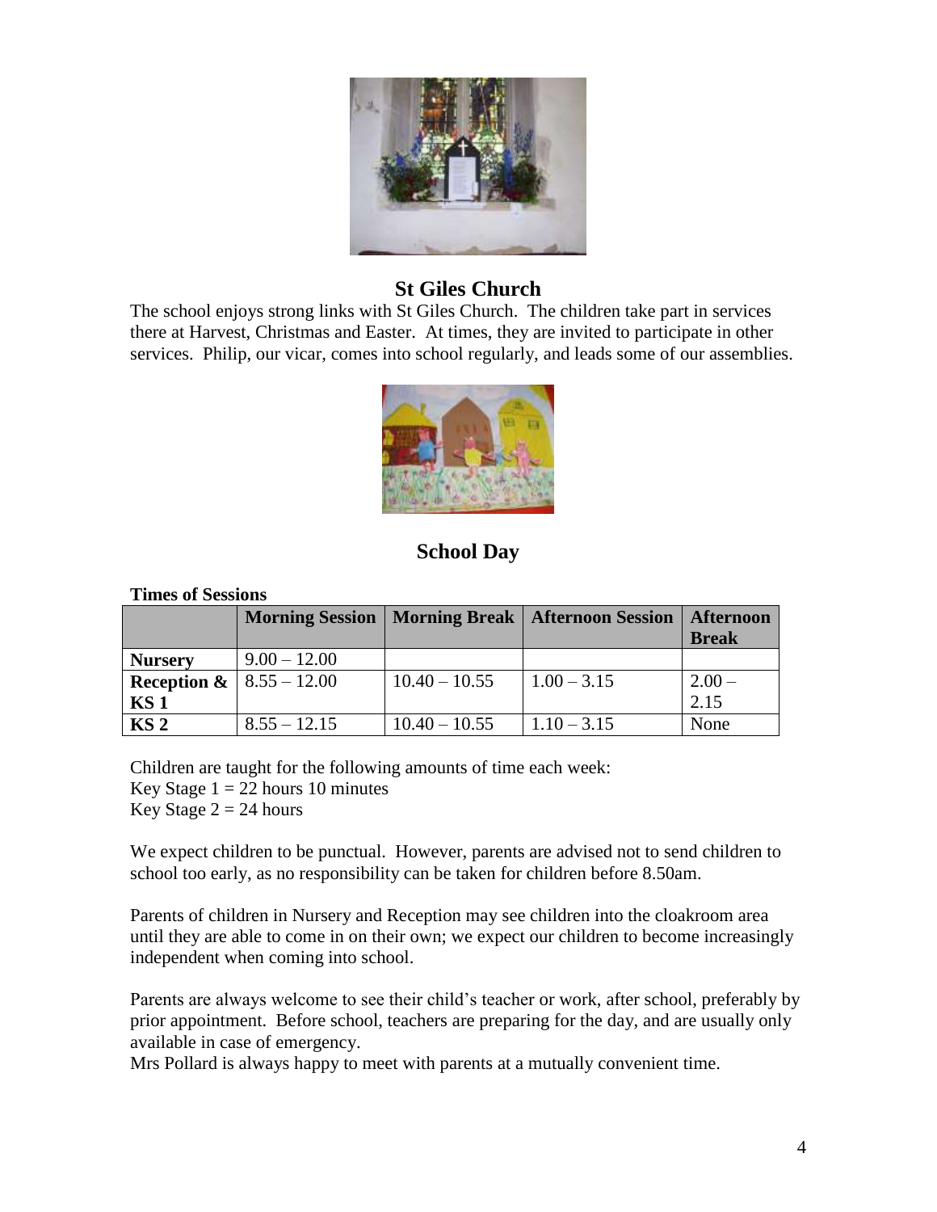## St Giles Church

The school enjoys strong links with St Giles Church. The children take part in services there at Harvest, Christmas and Easter. At times, they are invited to participate in other services. Philip, our vicar, comes into school regularly, and leads some of our assemblies.

## School Day

**Times of Sessions**

| | Morning Session | Morning Break | Afternoon Session | Afternoon Break |
|---|---|---|---|---|
| **Nursery** | 9.00 – 12.00 | | | |
| **Reception & KS 1** | 8.55 – 12.00 | 10.40 – 10.55 | 1.00 – 3.15 | 2.00 – 2.15 |
| **KS 2** | 8.55 – 12.15 | 10.40 – 10.55 | 1.10 – 3.15 | None |

Children are taught for the following amounts of time each week:
Key Stage 1 = 22 hours 10 minutes
Key Stage 2 = 24 hours

We expect children to be punctual. However, parents are advised not to send children to school too early, as no responsibility can be taken for children before 8.50am.

Parents of children in Nursery and Reception may see children into the cloakroom area until they are able to come in on their own; we expect our children to become increasingly independent when coming into school.

Parents are always welcome to see their child's teacher or work, after school, preferably by prior appointment. Before school, teachers are preparing for the day, and are usually only available in case of emergency.
Mrs Pollard is always happy to meet with parents at a mutually convenient time.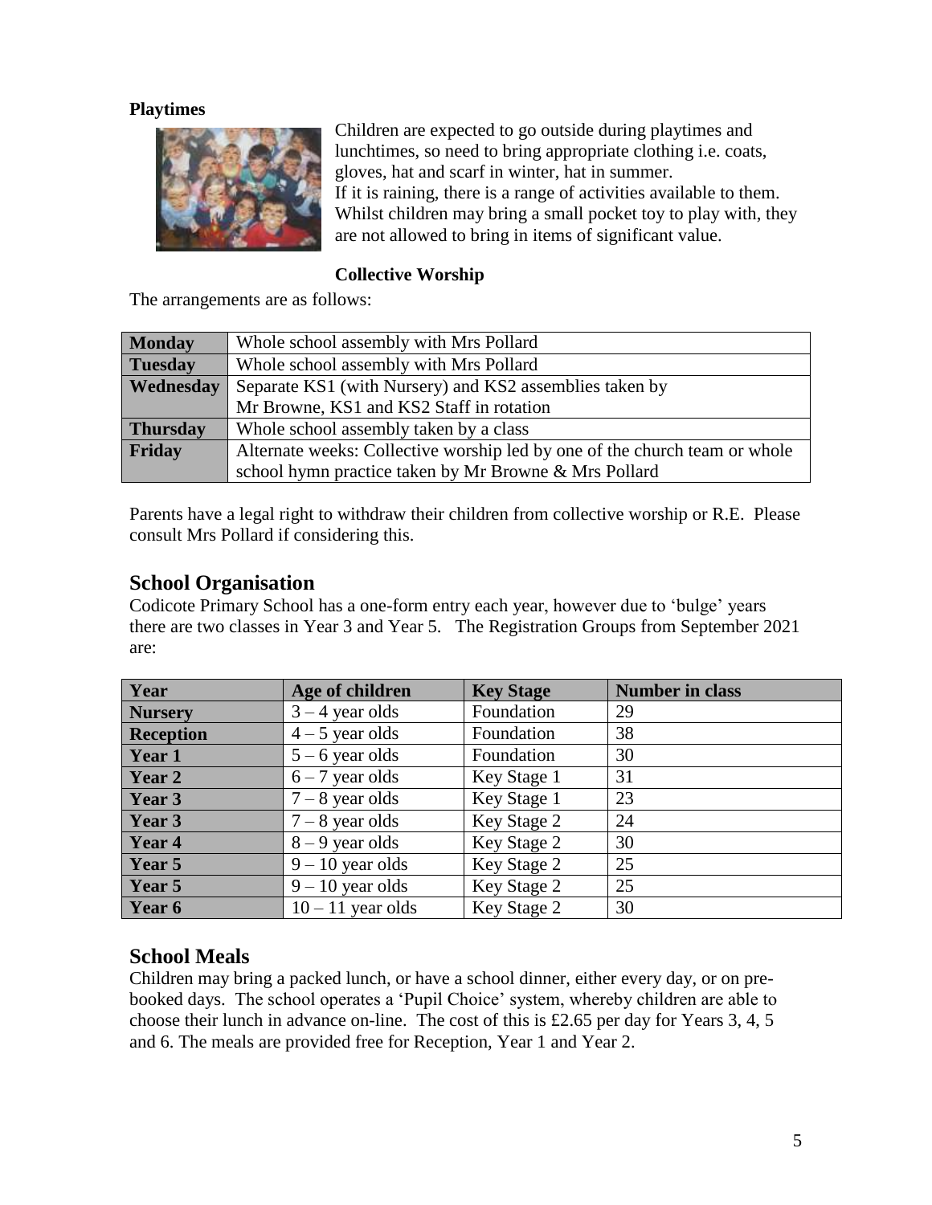**Playtimes**

Children are expected to go outside during playtimes and lunchtimes, so need to bring appropriate clothing i.e. coats, gloves, hat and scarf in winter, hat in summer.
If it is raining, there is a range of activities available to them. Whilst children may bring a small pocket toy to play with, they are not allowed to bring in items of significant value.

**Collective Worship**

The arrangements are as follows:

| | |
|---|---|
| **Monday** | Whole school assembly with Mrs Pollard |
| **Tuesday** | Whole school assembly with Mrs Pollard |
| **Wednesday** | Separate KS1 (with Nursery) and KS2 assemblies taken by Mr Browne, KS1 and KS2 Staff in rotation |
| **Thursday** | Whole school assembly taken by a class |
| **Friday** | Alternate weeks: Collective worship led by one of the church team or whole school hymn practice taken by Mr Browne & Mrs Pollard |

Parents have a legal right to withdraw their children from collective worship or R.E. Please consult Mrs Pollard if considering this.

## School Organisation

Codicote Primary School has a one-form entry each year, however due to 'bulge' years there are two classes in Year 3 and Year 5. The Registration Groups from September 2021 are:

| Year | Age of children | Key Stage | Number in class |
|---|---|---|---|
| **Nursery** | 3 – 4 year olds | Foundation | 29 |
| **Reception** | 4 – 5 year olds | Foundation | 38 |
| **Year 1** | 5 – 6 year olds | Foundation | 30 |
| **Year 2** | 6 – 7 year olds | Key Stage 1 | 31 |
| **Year 3** | 7 – 8 year olds | Key Stage 1 | 23 |
| **Year 3** | 7 – 8 year olds | Key Stage 2 | 24 |
| **Year 4** | 8 – 9 year olds | Key Stage 2 | 30 |
| **Year 5** | 9 – 10 year olds | Key Stage 2 | 25 |
| **Year 5** | 9 – 10 year olds | Key Stage 2 | 25 |
| **Year 6** | 10 – 11 year olds | Key Stage 2 | 30 |

## School Meals

Children may bring a packed lunch, or have a school dinner, either every day, or on pre-booked days. The school operates a 'Pupil Choice' system, whereby children are able to choose their lunch in advance on-line. The cost of this is £2.65 per day for Years 3, 4, 5 and 6. The meals are provided free for Reception, Year 1 and Year 2.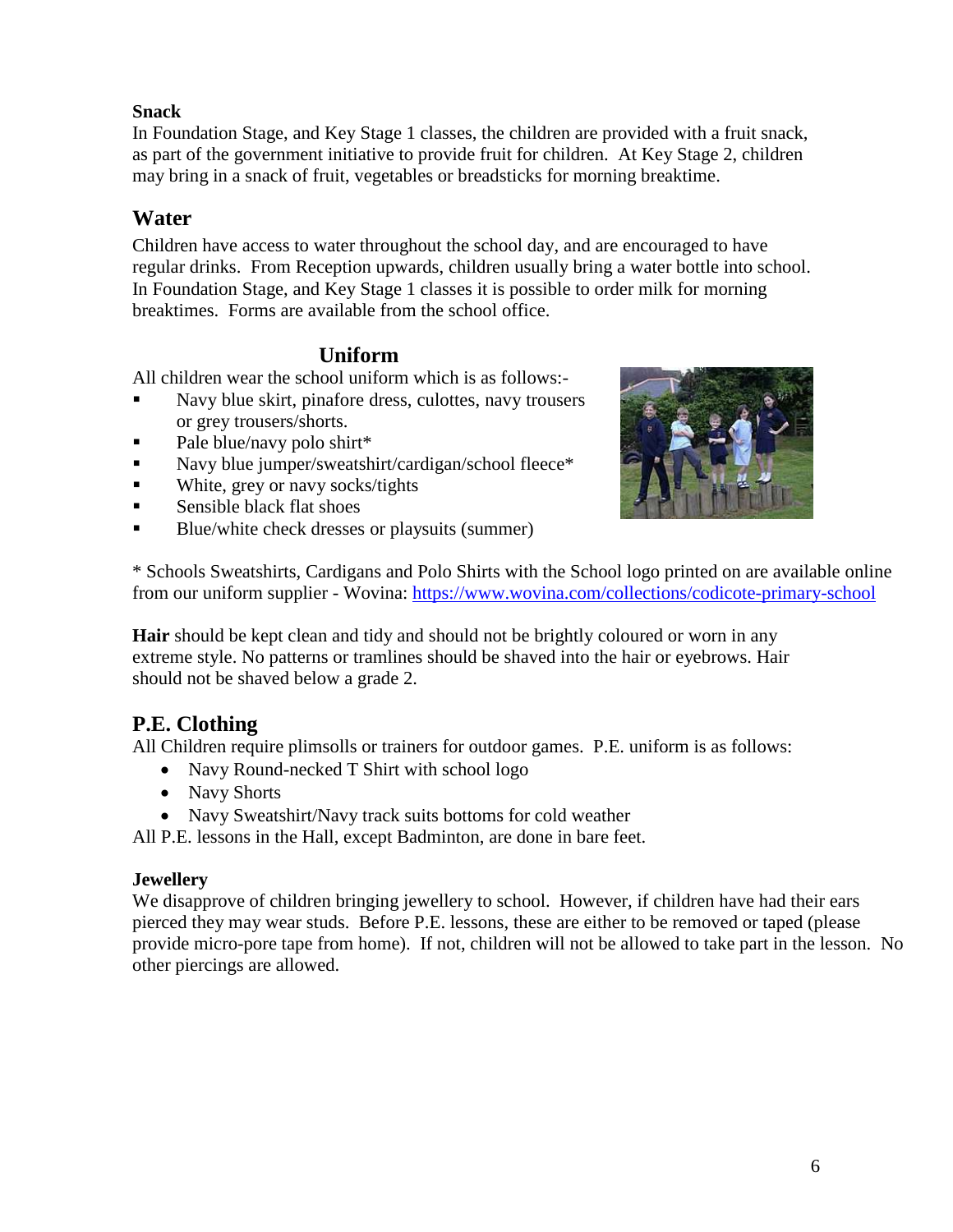**Snack**

In Foundation Stage, and Key Stage 1 classes, the children are provided with a fruit snack, as part of the government initiative to provide fruit for children. At Key Stage 2, children may bring in a snack of fruit, vegetables or breadsticks for morning breaktime.

## Water

Children have access to water throughout the school day, and are encouraged to have regular drinks. From Reception upwards, children usually bring a water bottle into school. In Foundation Stage, and Key Stage 1 classes it is possible to order milk for morning breaktimes. Forms are available from the school office.

## Uniform

All children wear the school uniform which is as follows:-

- Navy blue skirt, pinafore dress, culottes, navy trousers or grey trousers/shorts.
- Pale blue/navy polo shirt*
- Navy blue jumper/sweatshirt/cardigan/school fleece*
- White, grey or navy socks/tights
- Sensible black flat shoes
- Blue/white check dresses or playsuits (summer)

* Schools Sweatshirts, Cardigans and Polo Shirts with the School logo printed on are available online from our uniform supplier - Wovina: https://www.wovina.com/collections/codicote-primary-school

**Hair** should be kept clean and tidy and should not be brightly coloured or worn in any extreme style. No patterns or tramlines should be shaved into the hair or eyebrows. Hair should not be shaved below a grade 2.

## P.E. Clothing

All Children require plimsolls or trainers for outdoor games. P.E. uniform is as follows:

- Navy Round-necked T Shirt with school logo
- Navy Shorts
- Navy Sweatshirt/Navy track suits bottoms for cold weather

All P.E. lessons in the Hall, except Badminton, are done in bare feet.

**Jewellery**

We disapprove of children bringing jewellery to school. However, if children have had their ears pierced they may wear studs. Before P.E. lessons, these are either to be removed or taped (please provide micro-pore tape from home). If not, children will not be allowed to take part in the lesson. No other piercings are allowed.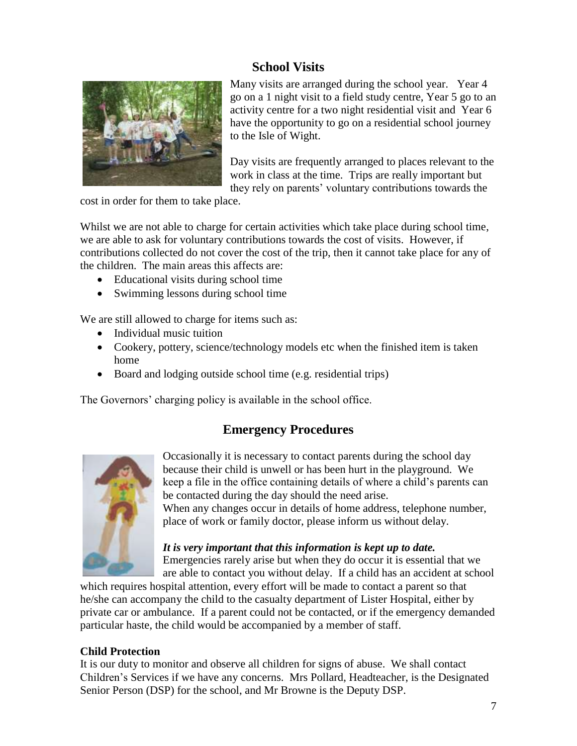## School Visits

Many visits are arranged during the school year. Year 4 go on a 1 night visit to a field study centre, Year 5 go to an activity centre for a two night residential visit and Year 6 have the opportunity to go on a residential school journey to the Isle of Wight.

Day visits are frequently arranged to places relevant to the work in class at the time. Trips are really important but they rely on parents' voluntary contributions towards the cost in order for them to take place.

Whilst we are not able to charge for certain activities which take place during school time, we are able to ask for voluntary contributions towards the cost of visits. However, if contributions collected do not cover the cost of the trip, then it cannot take place for any of the children. The main areas this affects are:

- Educational visits during school time
- Swimming lessons during school time

We are still allowed to charge for items such as:

- Individual music tuition
- Cookery, pottery, science/technology models etc when the finished item is taken home
- Board and lodging outside school time (e.g. residential trips)

The Governors' charging policy is available in the school office.

## Emergency Procedures

Occasionally it is necessary to contact parents during the school day because their child is unwell or has been hurt in the playground. We keep a file in the office containing details of where a child's parents can be contacted during the day should the need arise.

When any changes occur in details of home address, telephone number, place of work or family doctor, please inform us without delay.

***It is very important that this information is kept up to date.***

Emergencies rarely arise but when they do occur it is essential that we are able to contact you without delay. If a child has an accident at school which requires hospital attention, every effort will be made to contact a parent so that he/she can accompany the child to the casualty department of Lister Hospital, either by private car or ambulance. If a parent could not be contacted, or if the emergency demanded particular haste, the child would be accompanied by a member of staff.

**Child Protection**

It is our duty to monitor and observe all children for signs of abuse. We shall contact Children's Services if we have any concerns. Mrs Pollard, Headteacher, is the Designated Senior Person (DSP) for the school, and Mr Browne is the Deputy DSP.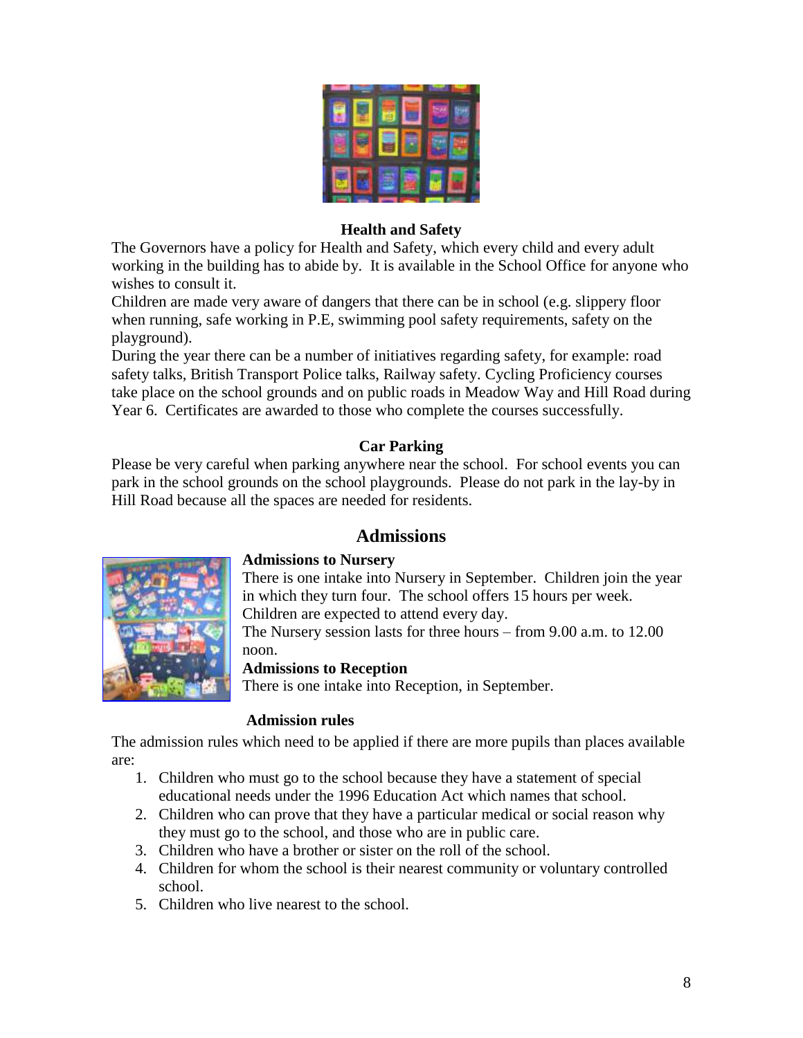### Health and Safety

The Governors have a policy for Health and Safety, which every child and every adult working in the building has to abide by. It is available in the School Office for anyone who wishes to consult it.

Children are made very aware of dangers that there can be in school (e.g. slippery floor when running, safe working in P.E, swimming pool safety requirements, safety on the playground).

During the year there can be a number of initiatives regarding safety, for example: road safety talks, British Transport Police talks, Railway safety. Cycling Proficiency courses take place on the school grounds and on public roads in Meadow Way and Hill Road during Year 6. Certificates are awarded to those who complete the courses successfully.

### Car Parking

Please be very careful when parking anywhere near the school. For school events you can park in the school grounds on the school playgrounds. Please do not park in the lay-by in Hill Road because all the spaces are needed for residents.

## Admissions

### Admissions to Nursery

There is one intake into Nursery in September. Children join the year in which they turn four. The school offers 15 hours per week. Children are expected to attend every day.

The Nursery session lasts for three hours – from 9.00 a.m. to 12.00 noon.

### Admissions to Reception

There is one intake into Reception, in September.

### Admission rules

The admission rules which need to be applied if there are more pupils than places available are:

1. Children who must go to the school because they have a statement of special educational needs under the 1996 Education Act which names that school.
2. Children who can prove that they have a particular medical or social reason why they must go to the school, and those who are in public care.
3. Children who have a brother or sister on the roll of the school.
4. Children for whom the school is their nearest community or voluntary controlled school.
5. Children who live nearest to the school.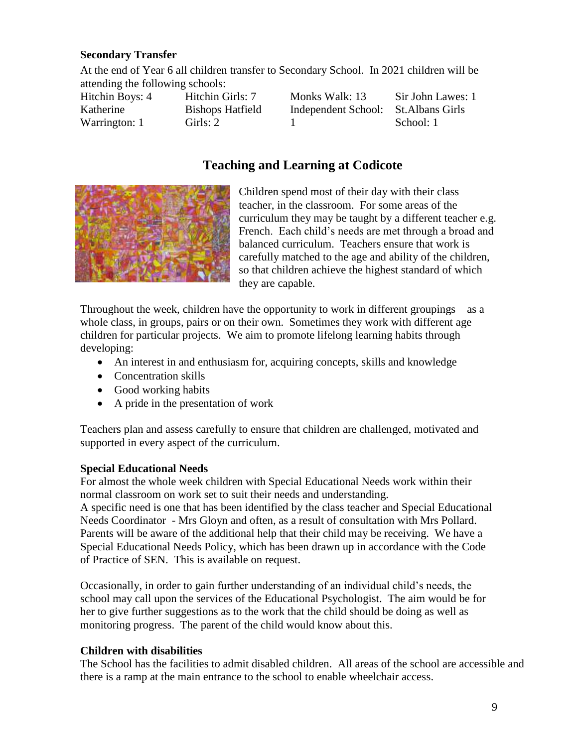**Secondary Transfer**

At the end of Year 6 all children transfer to Secondary School. In 2021 children will be attending the following schools:

| | | | |
|---|---|---|---|
| Hitchin Boys: 4 | Hitchin Girls: 7 | Monks Walk: 13 | Sir John Lawes: 1 |
| Katherine Warrington: 1 | Bishops Hatfield Girls: 2 | Independent School: 1 | St.Albans Girls School: 1 |

## Teaching and Learning at Codicote

Children spend most of their day with their class teacher, in the classroom. For some areas of the curriculum they may be taught by a different teacher e.g. French. Each child's needs are met through a broad and balanced curriculum. Teachers ensure that work is carefully matched to the age and ability of the children, so that children achieve the highest standard of which they are capable.

Throughout the week, children have the opportunity to work in different groupings – as a whole class, in groups, pairs or on their own. Sometimes they work with different age children for particular projects. We aim to promote lifelong learning habits through developing:

- An interest in and enthusiasm for, acquiring concepts, skills and knowledge
- Concentration skills
- Good working habits
- A pride in the presentation of work

Teachers plan and assess carefully to ensure that children are challenged, motivated and supported in every aspect of the curriculum.

**Special Educational Needs**

For almost the whole week children with Special Educational Needs work within their normal classroom on work set to suit their needs and understanding.
A specific need is one that has been identified by the class teacher and Special Educational Needs Coordinator - Mrs Gloyn and often, as a result of consultation with Mrs Pollard. Parents will be aware of the additional help that their child may be receiving. We have a Special Educational Needs Policy, which has been drawn up in accordance with the Code of Practice of SEN. This is available on request.

Occasionally, in order to gain further understanding of an individual child's needs, the school may call upon the services of the Educational Psychologist. The aim would be for her to give further suggestions as to the work that the child should be doing as well as monitoring progress. The parent of the child would know about this.

**Children with disabilities**

The School has the facilities to admit disabled children. All areas of the school are accessible and there is a ramp at the main entrance to the school to enable wheelchair access.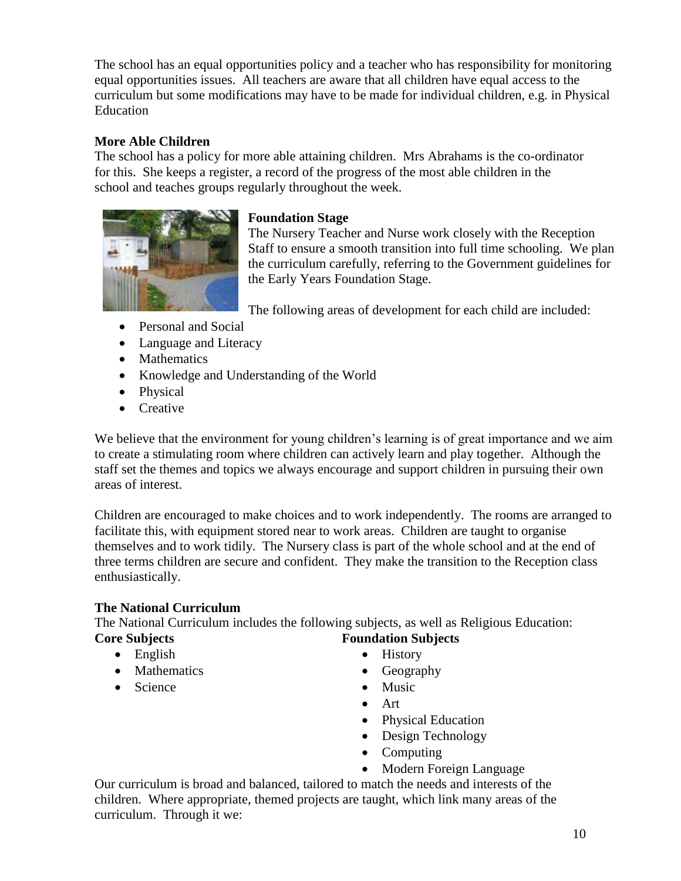The school has an equal opportunities policy and a teacher who has responsibility for monitoring equal opportunities issues. All teachers are aware that all children have equal access to the curriculum but some modifications may have to be made for individual children, e.g. in Physical Education

**More Able Children**

The school has a policy for more able attaining children. Mrs Abrahams is the co-ordinator for this. She keeps a register, a record of the progress of the most able children in the school and teaches groups regularly throughout the week.

**Foundation Stage**

The Nursery Teacher and Nurse work closely with the Reception Staff to ensure a smooth transition into full time schooling. We plan the curriculum carefully, referring to the Government guidelines for the Early Years Foundation Stage.

The following areas of development for each child are included:

- Personal and Social
- Language and Literacy
- Mathematics
- Knowledge and Understanding of the World
- Physical
- Creative

We believe that the environment for young children's learning is of great importance and we aim to create a stimulating room where children can actively learn and play together. Although the staff set the themes and topics we always encourage and support children in pursuing their own areas of interest.

Children are encouraged to make choices and to work independently. The rooms are arranged to facilitate this, with equipment stored near to work areas. Children are taught to organise themselves and to work tidily. The Nursery class is part of the whole school and at the end of three terms children are secure and confident. They make the transition to the Reception class enthusiastically.

**The National Curriculum**

The National Curriculum includes the following subjects, as well as Religious Education:

**Core Subjects**

- English
- Mathematics
- Science

**Foundation Subjects**

- History
- Geography
- Music
- Art
- Physical Education
- Design Technology
- Computing
- Modern Foreign Language

Our curriculum is broad and balanced, tailored to match the needs and interests of the children. Where appropriate, themed projects are taught, which link many areas of the curriculum. Through it we: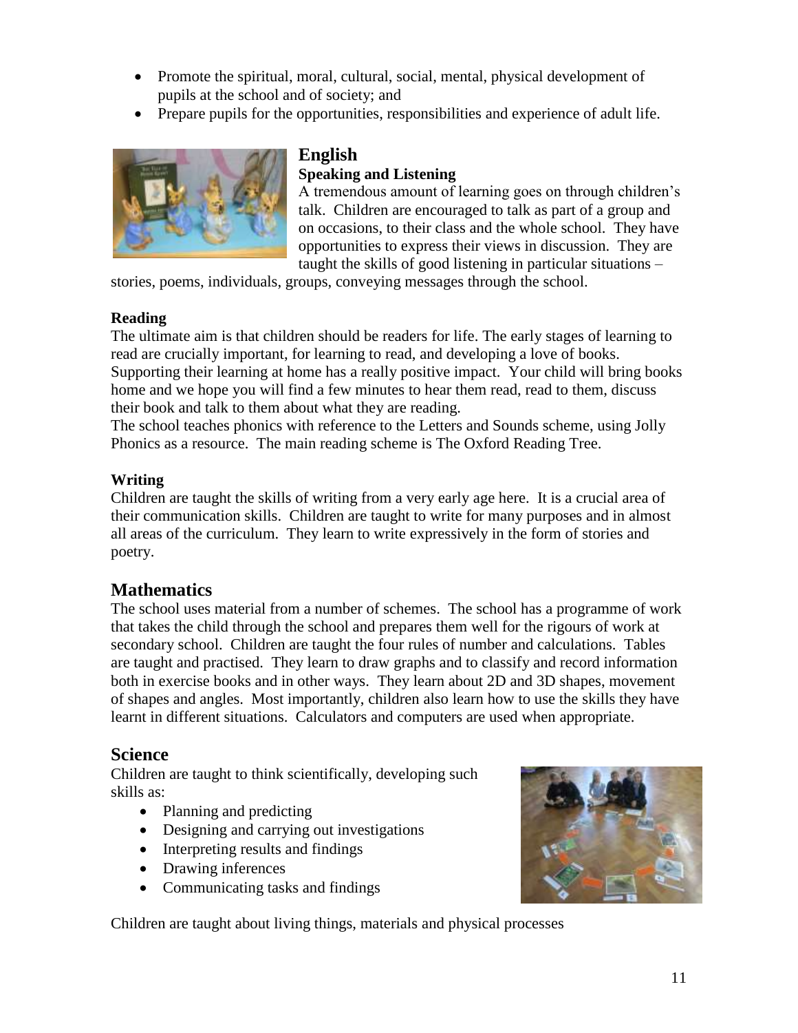- Promote the spiritual, moral, cultural, social, mental, physical development of pupils at the school and of society; and
- Prepare pupils for the opportunities, responsibilities and experience of adult life.

## English

### Speaking and Listening

A tremendous amount of learning goes on through children's talk. Children are encouraged to talk as part of a group and on occasions, to their class and the whole school. They have opportunities to express their views in discussion. They are taught the skills of good listening in particular situations – stories, poems, individuals, groups, conveying messages through the school.

### Reading

The ultimate aim is that children should be readers for life. The early stages of learning to read are crucially important, for learning to read, and developing a love of books. Supporting their learning at home has a really positive impact. Your child will bring books home and we hope you will find a few minutes to hear them read, read to them, discuss their book and talk to them about what they are reading.

The school teaches phonics with reference to the Letters and Sounds scheme, using Jolly Phonics as a resource. The main reading scheme is The Oxford Reading Tree.

### Writing

Children are taught the skills of writing from a very early age here. It is a crucial area of their communication skills. Children are taught to write for many purposes and in almost all areas of the curriculum. They learn to write expressively in the form of stories and poetry.

## Mathematics

The school uses material from a number of schemes. The school has a programme of work that takes the child through the school and prepares them well for the rigours of work at secondary school. Children are taught the four rules of number and calculations. Tables are taught and practised. They learn to draw graphs and to classify and record information both in exercise books and in other ways. They learn about 2D and 3D shapes, movement of shapes and angles. Most importantly, children also learn how to use the skills they have learnt in different situations. Calculators and computers are used when appropriate.

## Science

Children are taught to think scientifically, developing such skills as:

- Planning and predicting
- Designing and carrying out investigations
- Interpreting results and findings
- Drawing inferences
- Communicating tasks and findings

Children are taught about living things, materials and physical processes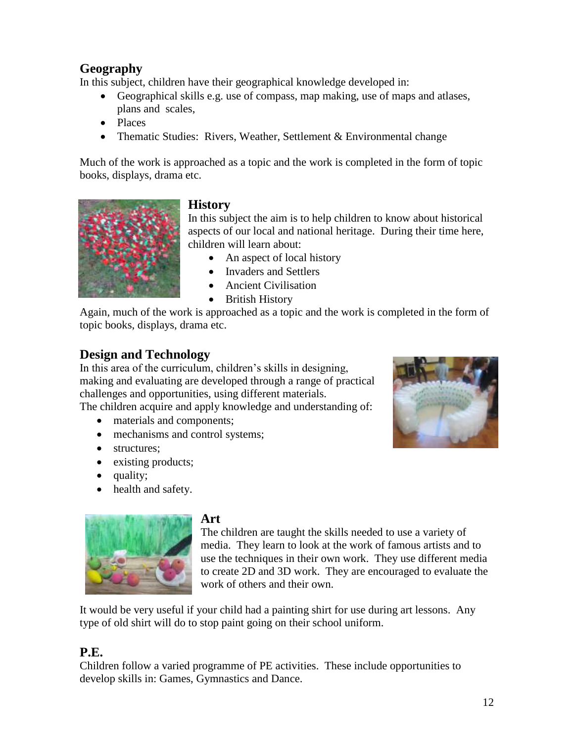## Geography

In this subject, children have their geographical knowledge developed in:

- Geographical skills e.g. use of compass, map making, use of maps and atlases, plans and scales,
- Places
- Thematic Studies: Rivers, Weather, Settlement & Environmental change

Much of the work is approached as a topic and the work is completed in the form of topic books, displays, drama etc.

## History

In this subject the aim is to help children to know about historical aspects of our local and national heritage. During their time here, children will learn about:

- An aspect of local history
- Invaders and Settlers
- Ancient Civilisation
- British History

Again, much of the work is approached as a topic and the work is completed in the form of topic books, displays, drama etc.

## Design and Technology

In this area of the curriculum, children's skills in designing, making and evaluating are developed through a range of practical challenges and opportunities, using different materials.
The children acquire and apply knowledge and understanding of:

- materials and components;
- mechanisms and control systems;
- structures;
- existing products;
- quality;
- health and safety.

## Art

The children are taught the skills needed to use a variety of media. They learn to look at the work of famous artists and to use the techniques in their own work. They use different media to create 2D and 3D work. They are encouraged to evaluate the work of others and their own.

It would be very useful if your child had a painting shirt for use during art lessons. Any type of old shirt will do to stop paint going on their school uniform.

## P.E.

Children follow a varied programme of PE activities. These include opportunities to develop skills in: Games, Gymnastics and Dance.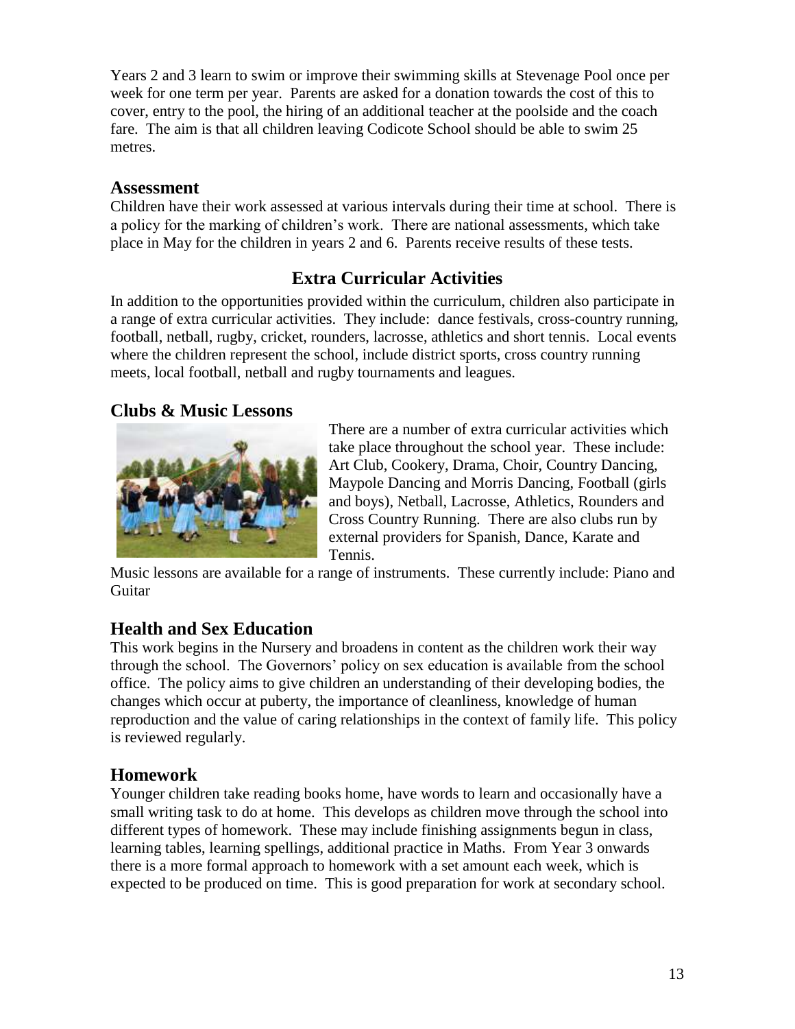Years 2 and 3 learn to swim or improve their swimming skills at Stevenage Pool once per week for one term per year. Parents are asked for a donation towards the cost of this to cover, entry to the pool, the hiring of an additional teacher at the poolside and the coach fare. The aim is that all children leaving Codicote School should be able to swim 25 metres.

## Assessment

Children have their work assessed at various intervals during their time at school. There is a policy for the marking of children's work. There are national assessments, which take place in May for the children in years 2 and 6. Parents receive results of these tests.

## Extra Curricular Activities

In addition to the opportunities provided within the curriculum, children also participate in a range of extra curricular activities. They include: dance festivals, cross-country running, football, netball, rugby, cricket, rounders, lacrosse, athletics and short tennis. Local events where the children represent the school, include district sports, cross country running meets, local football, netball and rugby tournaments and leagues.

## Clubs & Music Lessons

There are a number of extra curricular activities which take place throughout the school year. These include: Art Club, Cookery, Drama, Choir, Country Dancing, Maypole Dancing and Morris Dancing, Football (girls and boys), Netball, Lacrosse, Athletics, Rounders and Cross Country Running. There are also clubs run by external providers for Spanish, Dance, Karate and Tennis.

Music lessons are available for a range of instruments. These currently include: Piano and Guitar

## Health and Sex Education

This work begins in the Nursery and broadens in content as the children work their way through the school. The Governors' policy on sex education is available from the school office. The policy aims to give children an understanding of their developing bodies, the changes which occur at puberty, the importance of cleanliness, knowledge of human reproduction and the value of caring relationships in the context of family life. This policy is reviewed regularly.

## Homework

Younger children take reading books home, have words to learn and occasionally have a small writing task to do at home. This develops as children move through the school into different types of homework. These may include finishing assignments begun in class, learning tables, learning spellings, additional practice in Maths. From Year 3 onwards there is a more formal approach to homework with a set amount each week, which is expected to be produced on time. This is good preparation for work at secondary school.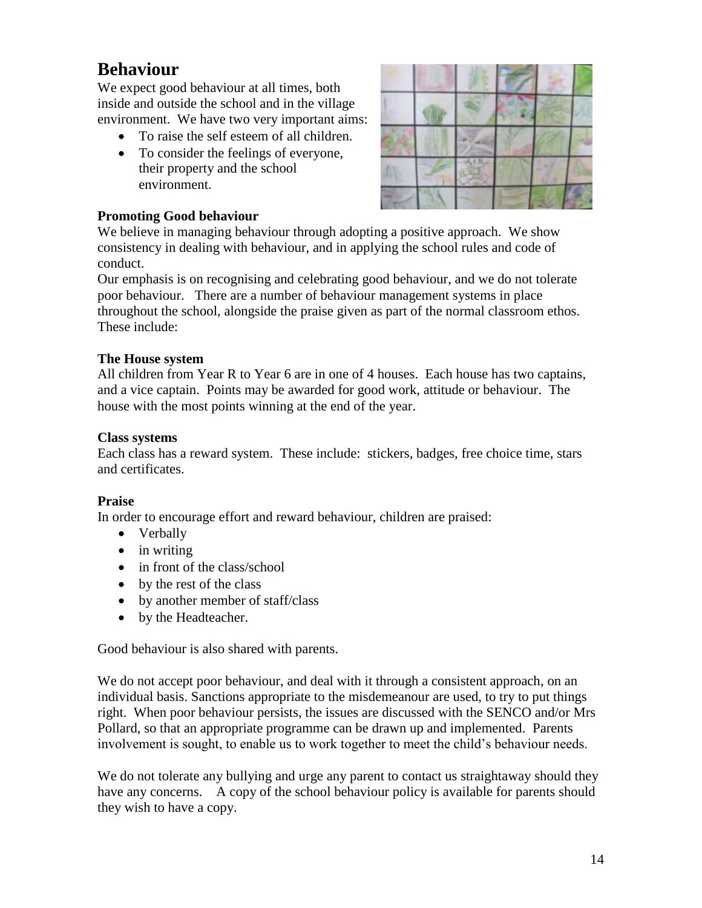# Behaviour

We expect good behaviour at all times, both inside and outside the school and in the village environment. We have two very important aims:

- To raise the self esteem of all children.
- To consider the feelings of everyone, their property and the school environment.

### Promoting Good behaviour

We believe in managing behaviour through adopting a positive approach. We show consistency in dealing with behaviour, and in applying the school rules and code of conduct.

Our emphasis is on recognising and celebrating good behaviour, and we do not tolerate poor behaviour. There are a number of behaviour management systems in place throughout the school, alongside the praise given as part of the normal classroom ethos. These include:

### The House system

All children from Year R to Year 6 are in one of 4 houses. Each house has two captains, and a vice captain. Points may be awarded for good work, attitude or behaviour. The house with the most points winning at the end of the year.

### Class systems

Each class has a reward system. These include: stickers, badges, free choice time, stars and certificates.

### Praise

In order to encourage effort and reward behaviour, children are praised:

- Verbally
- in writing
- in front of the class/school
- by the rest of the class
- by another member of staff/class
- by the Headteacher.

Good behaviour is also shared with parents.

We do not accept poor behaviour, and deal with it through a consistent approach, on an individual basis. Sanctions appropriate to the misdemeanour are used, to try to put things right. When poor behaviour persists, the issues are discussed with the SENCO and/or Mrs Pollard, so that an appropriate programme can be drawn up and implemented. Parents involvement is sought, to enable us to work together to meet the child's behaviour needs.

We do not tolerate any bullying and urge any parent to contact us straightaway should they have any concerns. A copy of the school behaviour policy is available for parents should they wish to have a copy.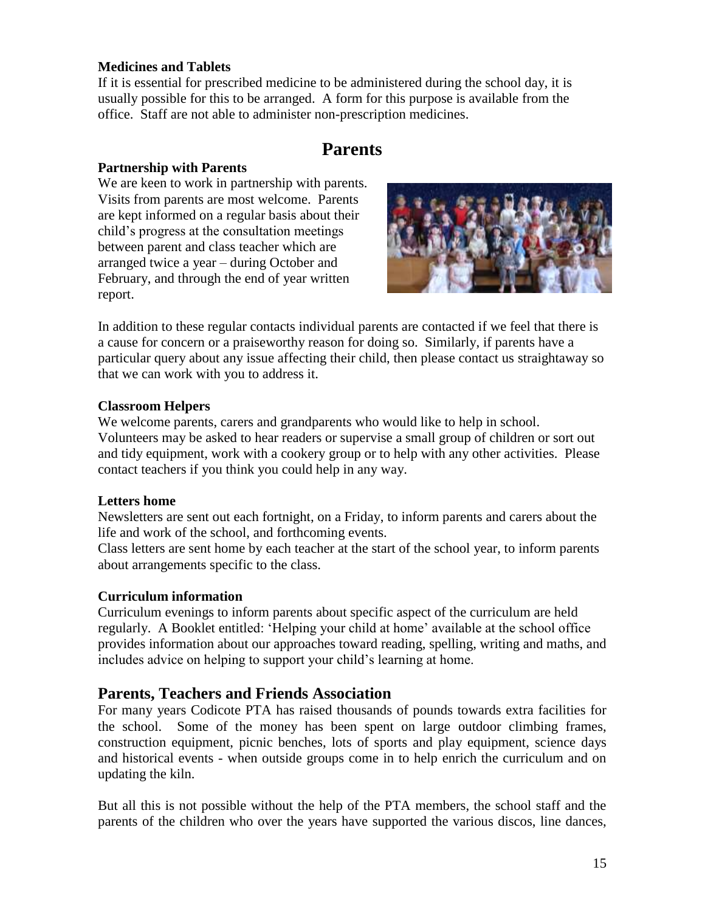**Medicines and Tablets**

If it is essential for prescribed medicine to be administered during the school day, it is usually possible for this to be arranged. A form for this purpose is available from the office. Staff are not able to administer non-prescription medicines.

# Parents

**Partnership with Parents**

We are keen to work in partnership with parents. Visits from parents are most welcome. Parents are kept informed on a regular basis about their child's progress at the consultation meetings between parent and class teacher which are arranged twice a year – during October and February, and through the end of year written report.

In addition to these regular contacts individual parents are contacted if we feel that there is a cause for concern or a praiseworthy reason for doing so. Similarly, if parents have a particular query about any issue affecting their child, then please contact us straightaway so that we can work with you to address it.

**Classroom Helpers**

We welcome parents, carers and grandparents who would like to help in school. Volunteers may be asked to hear readers or supervise a small group of children or sort out and tidy equipment, work with a cookery group or to help with any other activities. Please contact teachers if you think you could help in any way.

**Letters home**

Newsletters are sent out each fortnight, on a Friday, to inform parents and carers about the life and work of the school, and forthcoming events.

Class letters are sent home by each teacher at the start of the school year, to inform parents about arrangements specific to the class.

**Curriculum information**

Curriculum evenings to inform parents about specific aspect of the curriculum are held regularly. A Booklet entitled: 'Helping your child at home' available at the school office provides information about our approaches toward reading, spelling, writing and maths, and includes advice on helping to support your child's learning at home.

## Parents, Teachers and Friends Association

For many years Codicote PTA has raised thousands of pounds towards extra facilities for the school. Some of the money has been spent on large outdoor climbing frames, construction equipment, picnic benches, lots of sports and play equipment, science days and historical events - when outside groups come in to help enrich the curriculum and on updating the kiln.

But all this is not possible without the help of the PTA members, the school staff and the parents of the children who over the years have supported the various discos, line dances,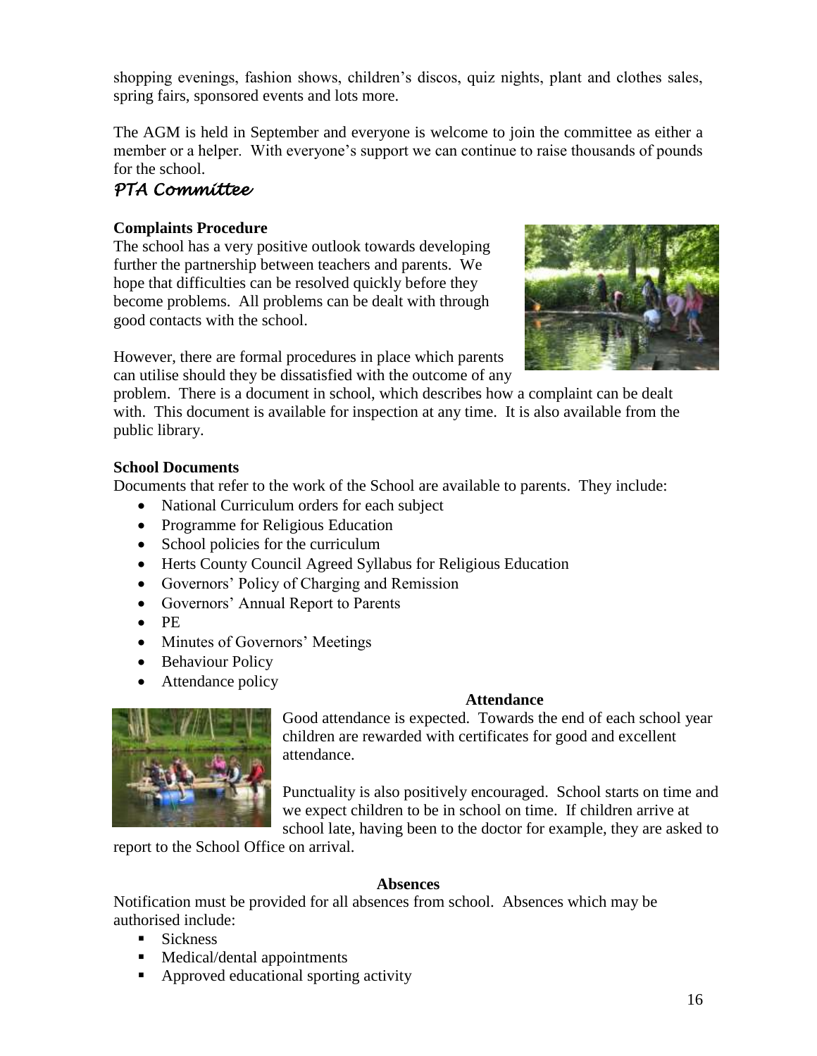shopping evenings, fashion shows, children's discos, quiz nights, plant and clothes sales, spring fairs, sponsored events and lots more.

The AGM is held in September and everyone is welcome to join the committee as either a member or a helper. With everyone's support we can continue to raise thousands of pounds for the school.

*PTA Committee*

**Complaints Procedure**

The school has a very positive outlook towards developing further the partnership between teachers and parents. We hope that difficulties can be resolved quickly before they become problems. All problems can be dealt with through good contacts with the school.

However, there are formal procedures in place which parents can utilise should they be dissatisfied with the outcome of any problem. There is a document in school, which describes how a complaint can be dealt with. This document is available for inspection at any time. It is also available from the public library.

**School Documents**

Documents that refer to the work of the School are available to parents. They include:

- National Curriculum orders for each subject
- Programme for Religious Education
- School policies for the curriculum
- Herts County Council Agreed Syllabus for Religious Education
- Governors' Policy of Charging and Remission
- Governors' Annual Report to Parents
- PE
- Minutes of Governors' Meetings
- Behaviour Policy
- Attendance policy

**Attendance**

Good attendance is expected. Towards the end of each school year children are rewarded with certificates for good and excellent attendance.

Punctuality is also positively encouraged. School starts on time and we expect children to be in school on time. If children arrive at school late, having been to the doctor for example, they are asked to report to the School Office on arrival.

**Absences**

Notification must be provided for all absences from school. Absences which may be authorised include:

- Sickness
- Medical/dental appointments
- Approved educational sporting activity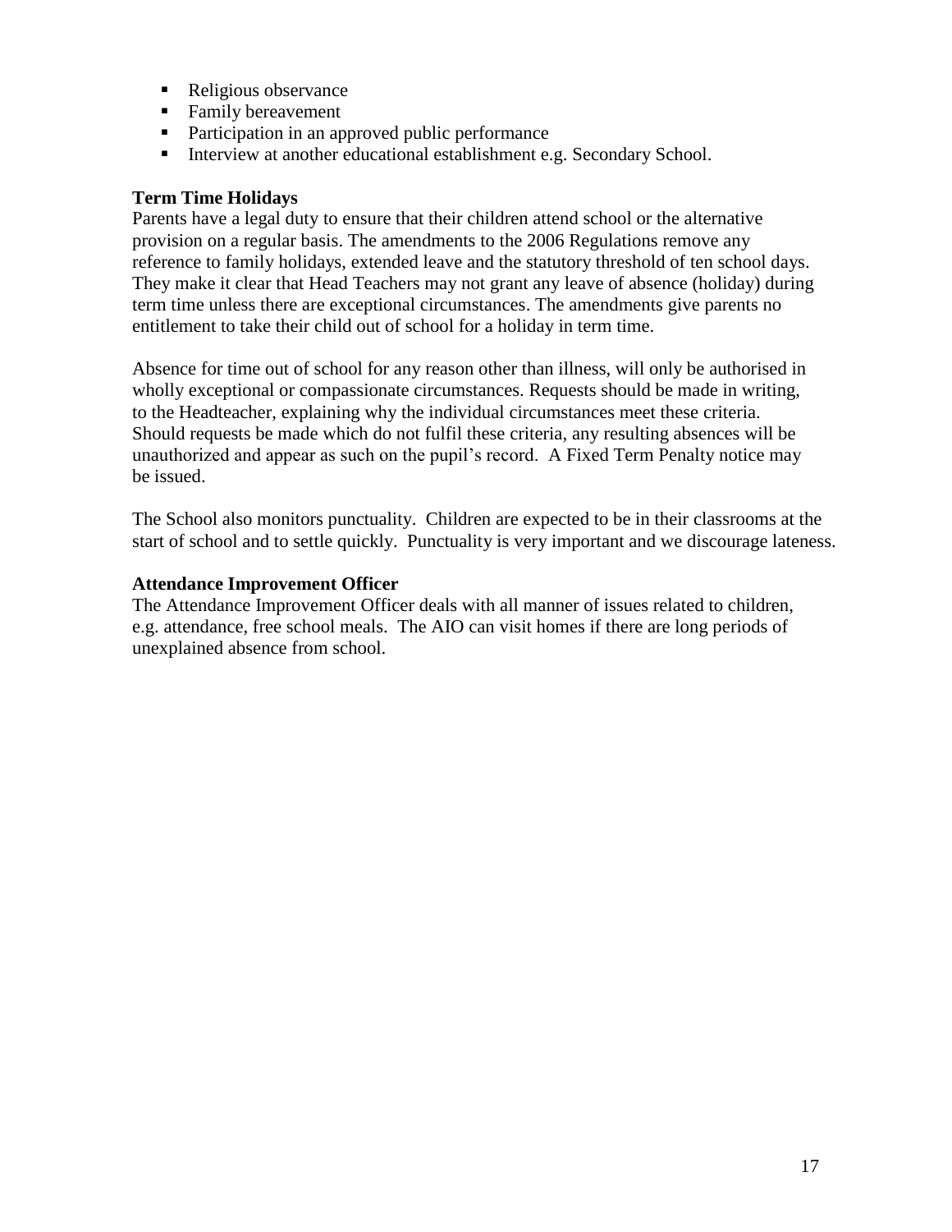- Religious observance
- Family bereavement
- Participation in an approved public performance
- Interview at another educational establishment e.g. Secondary School.

**Term Time Holidays**

Parents have a legal duty to ensure that their children attend school or the alternative provision on a regular basis. The amendments to the 2006 Regulations remove any reference to family holidays, extended leave and the statutory threshold of ten school days. They make it clear that Head Teachers may not grant any leave of absence (holiday) during term time unless there are exceptional circumstances. The amendments give parents no entitlement to take their child out of school for a holiday in term time.

Absence for time out of school for any reason other than illness, will only be authorised in wholly exceptional or compassionate circumstances. Requests should be made in writing, to the Headteacher, explaining why the individual circumstances meet these criteria. Should requests be made which do not fulfil these criteria, any resulting absences will be unauthorized and appear as such on the pupil's record. A Fixed Term Penalty notice may be issued.

The School also monitors punctuality. Children are expected to be in their classrooms at the start of school and to settle quickly. Punctuality is very important and we discourage lateness.

**Attendance Improvement Officer**

The Attendance Improvement Officer deals with all manner of issues related to children, e.g. attendance, free school meals. The AIO can visit homes if there are long periods of unexplained absence from school.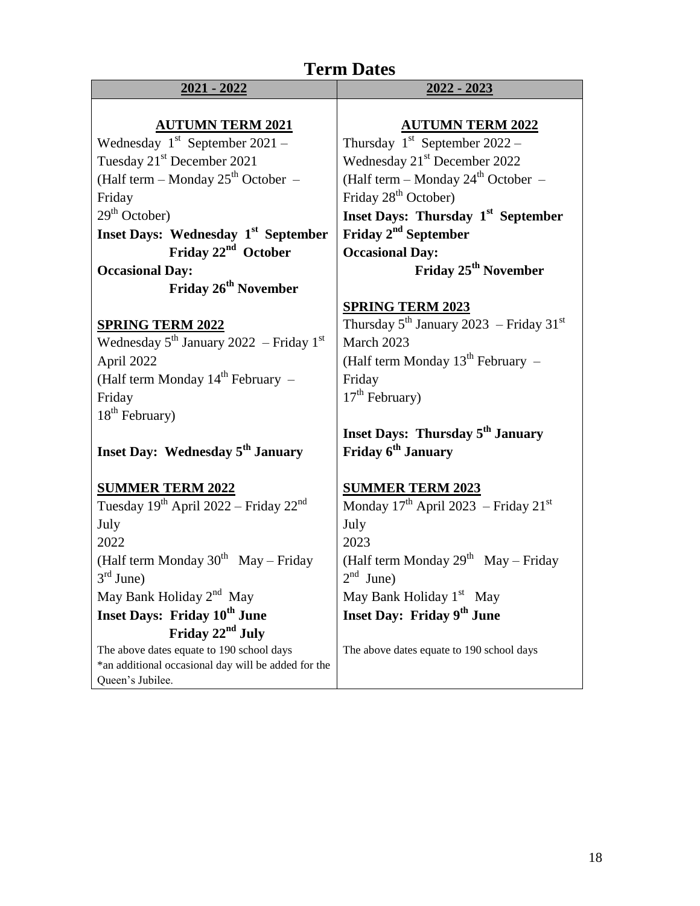# Term Dates

| 2021 - 2022 | 2022 - 2023 |
| --- | --- |
| **AUTUMN TERM 2021**<br>Wednesday 1st September 2021 – Tuesday 21st December 2021<br>(Half term – Monday 25th October – Friday 29th October)<br>**Inset Days: Wednesday 1st September**<br>**Friday 22nd October**<br>**Occasional Day:**<br>**Friday 26th November** | **AUTUMN TERM 2022**<br>Thursday 1st September 2022 – Wednesday 21st December 2022<br>(Half term – Monday 24th October – Friday 28th October)<br>**Inset Days: Thursday 1st September**<br>**Friday 2nd September**<br>**Occasional Day:**<br>**Friday 25th November** |
| **SPRING TERM 2022**<br>Wednesday 5th January 2022 – Friday 1st April 2022<br>(Half term Monday 14th February – Friday 18th February)<br>**Inset Day: Wednesday 5th January** | **SPRING TERM 2023**<br>Thursday 5th January 2023 – Friday 31st March 2023<br>(Half term Monday 13th February – Friday 17th February)<br>**Inset Days: Thursday 5th January**<br>**Friday 6th January** |
| **SUMMER TERM 2022**<br>Tuesday 19th April 2022 – Friday 22nd July 2022<br>(Half term Monday 30th May – Friday 3rd June)<br>May Bank Holiday 2nd May<br>**Inset Days: Friday 10th June**<br>**Friday 22nd July**<br>The above dates equate to 190 school days<br>*an additional occasional day will be added for the Queen's Jubilee. | **SUMMER TERM 2023**<br>Monday 17th April 2023 – Friday 21st July 2023<br>(Half term Monday 29th May – Friday 2nd June)<br>May Bank Holiday 1st May<br>**Inset Day: Friday 9th June**<br>The above dates equate to 190 school days |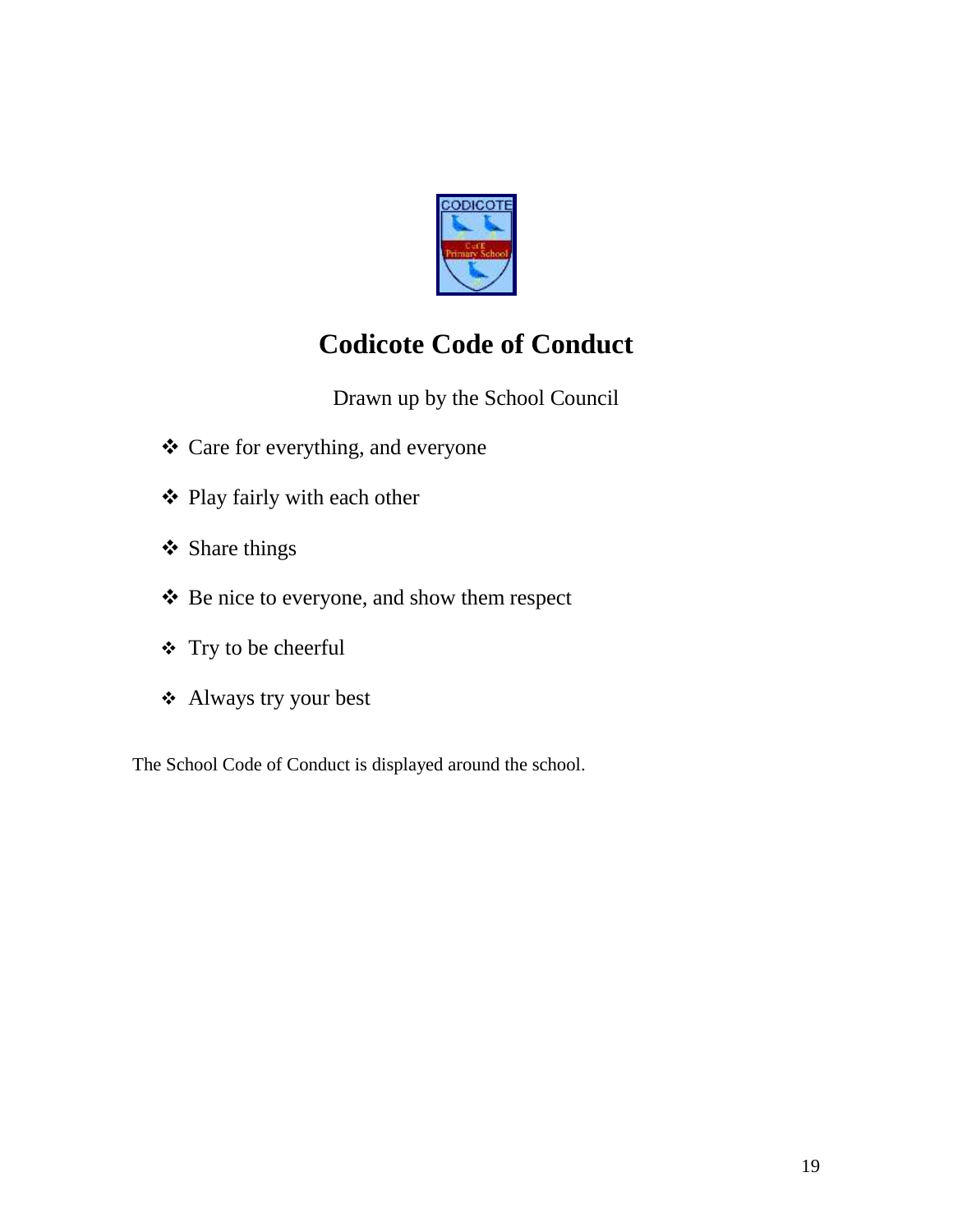# Codicote Code of Conduct

Drawn up by the School Council

- Care for everything, and everyone
- Play fairly with each other
- Share things
- Be nice to everyone, and show them respect
- Try to be cheerful
- Always try your best

The School Code of Conduct is displayed around the school.